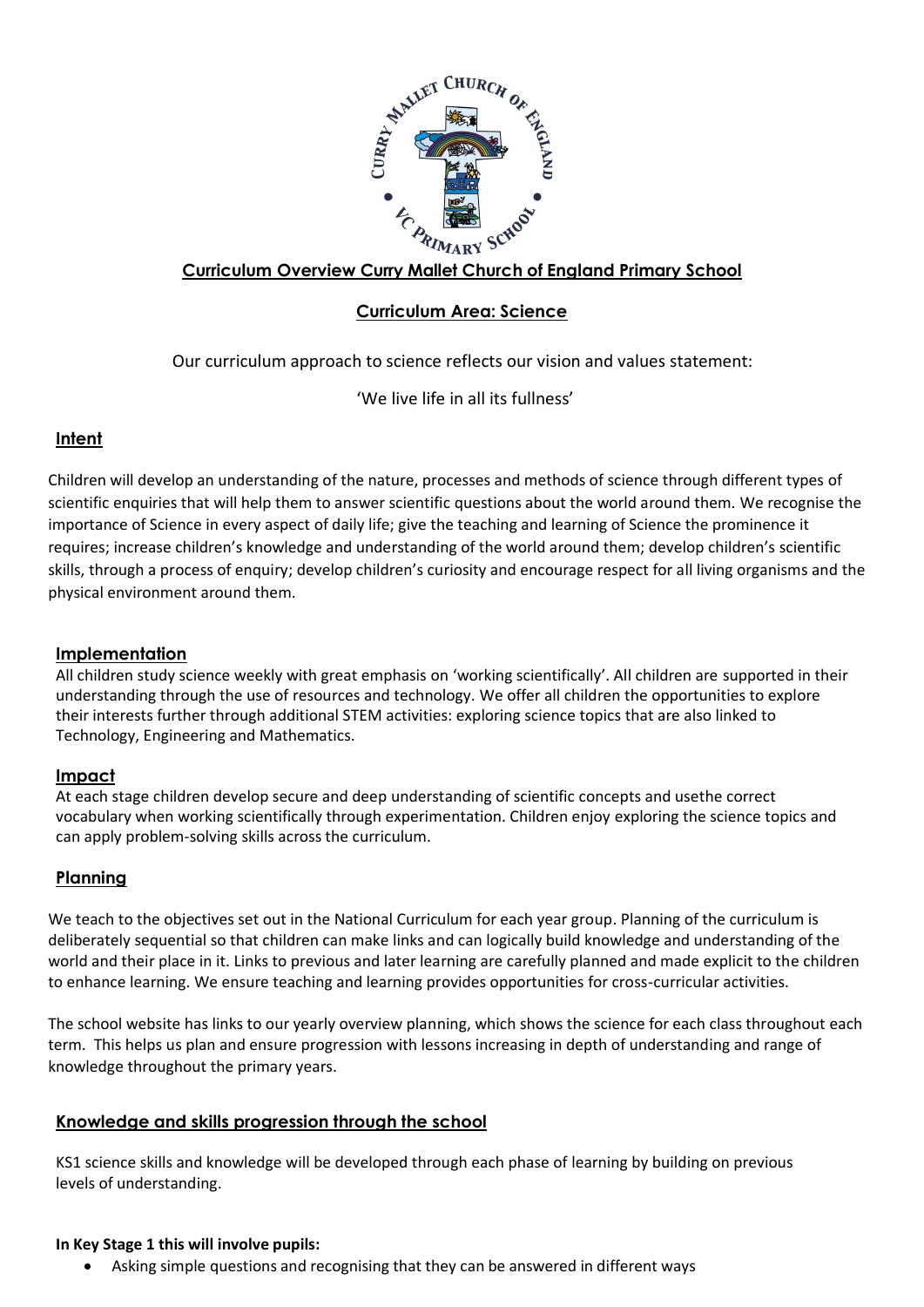**Curriculum Overview Curry Mallet Church of England Primary School**

**Curriculum Area: Science**

Our curriculum approach to science reflects our vision and values statement:

'We live life in all its fullness'

## Intent

Children will develop an understanding of the nature, processes and methods of science through different types of scientific enquiries that will help them to answer scientific questions about the world around them. We recognise the importance of Science in every aspect of daily life; give the teaching and learning of Science the prominence it requires; increase children's knowledge and understanding of the world around them; develop children's scientific skills, through a process of enquiry; develop children's curiosity and encourage respect for all living organisms and the physical environment around them.

## Implementation

All children study science weekly with great emphasis on 'working scientifically'. All children are supported in their understanding through the use of resources and technology. We offer all children the opportunities to explore their interests further through additional STEM activities: exploring science topics that are also linked to Technology, Engineering and Mathematics.

## Impact

At each stage children develop secure and deep understanding of scientific concepts and usethe correct vocabulary when working scientifically through experimentation. Children enjoy exploring the science topics and can apply problem-solving skills across the curriculum.

## Planning

We teach to the objectives set out in the National Curriculum for each year group. Planning of the curriculum is deliberately sequential so that children can make links and can logically build knowledge and understanding of the world and their place in it. Links to previous and later learning are carefully planned and made explicit to the children to enhance learning. We ensure teaching and learning provides opportunities for cross-curricular activities.

The school website has links to our yearly overview planning, which shows the science for each class throughout each term. This helps us plan and ensure progression with lessons increasing in depth of understanding and range of knowledge throughout the primary years.

## Knowledge and skills progression through the school

KS1 science skills and knowledge will be developed through each phase of learning by building on previous levels of understanding.

**In Key Stage 1 this will involve pupils:**

- Asking simple questions and recognising that they can be answered in different ways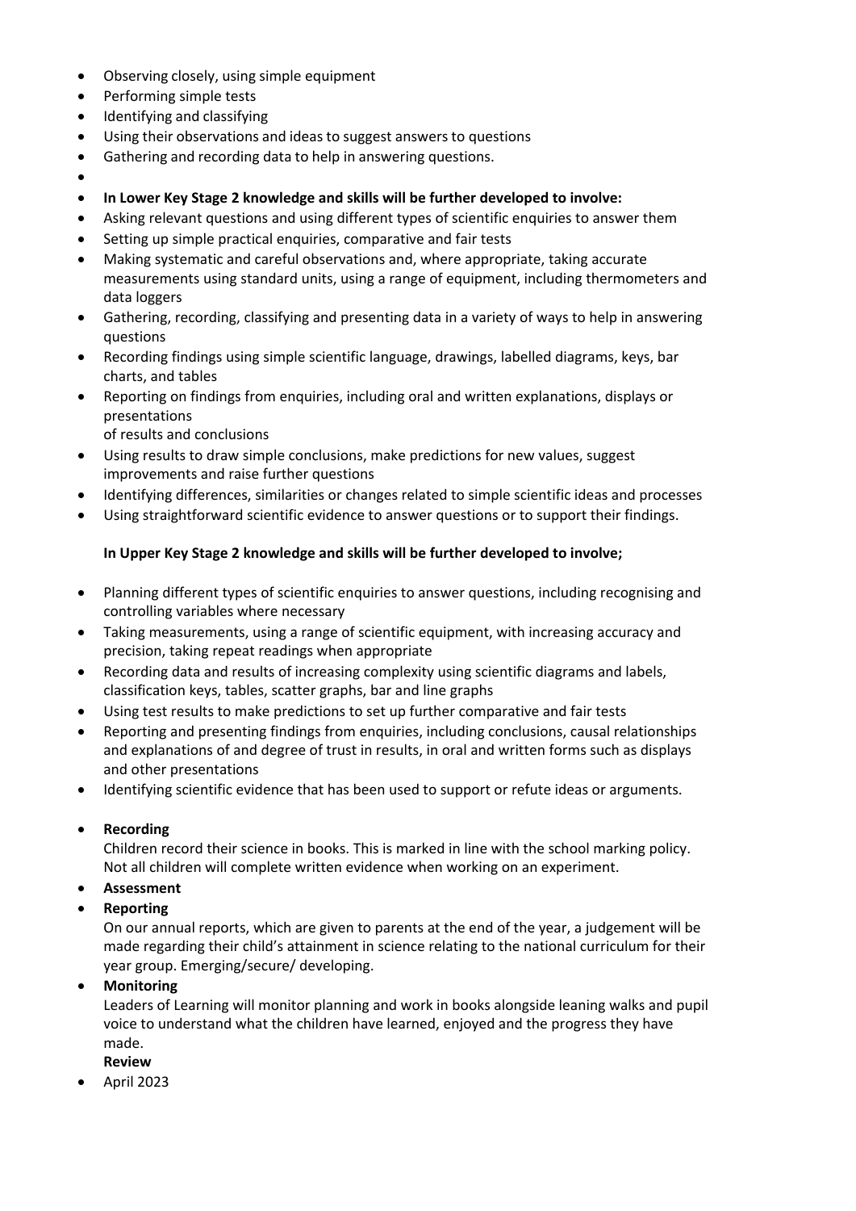- Observing closely, using simple equipment
- Performing simple tests
- Identifying and classifying
- Using their observations and ideas to suggest answers to questions
- Gathering and recording data to help in answering questions.
- 
- **In Lower Key Stage 2 knowledge and skills will be further developed to involve:**
- Asking relevant questions and using different types of scientific enquiries to answer them
- Setting up simple practical enquiries, comparative and fair tests
- Making systematic and careful observations and, where appropriate, taking accurate measurements using standard units, using a range of equipment, including thermometers and data loggers
- Gathering, recording, classifying and presenting data in a variety of ways to help in answering questions
- Recording findings using simple scientific language, drawings, labelled diagrams, keys, bar charts, and tables
- Reporting on findings from enquiries, including oral and written explanations, displays or presentations
  of results and conclusions
- Using results to draw simple conclusions, make predictions for new values, suggest improvements and raise further questions
- Identifying differences, similarities or changes related to simple scientific ideas and processes
- Using straightforward scientific evidence to answer questions or to support their findings.

**In Upper Key Stage 2 knowledge and skills will be further developed to involve;**

- Planning different types of scientific enquiries to answer questions, including recognising and controlling variables where necessary
- Taking measurements, using a range of scientific equipment, with increasing accuracy and precision, taking repeat readings when appropriate
- Recording data and results of increasing complexity using scientific diagrams and labels, classification keys, tables, scatter graphs, bar and line graphs
- Using test results to make predictions to set up further comparative and fair tests
- Reporting and presenting findings from enquiries, including conclusions, causal relationships and explanations of and degree of trust in results, in oral and written forms such as displays and other presentations
- Identifying scientific evidence that has been used to support or refute ideas or arguments.

- **Recording**
  Children record their science in books. This is marked in line with the school marking policy. Not all children will complete written evidence when working on an experiment.
- **Assessment**
- **Reporting**
  On our annual reports, which are given to parents at the end of the year, a judgement will be made regarding their child's attainment in science relating to the national curriculum for their year group. Emerging/secure/ developing.
- **Monitoring**
  Leaders of Learning will monitor planning and work in books alongside leaning walks and pupil voice to understand what the children have learned, enjoyed and the progress they have made.
  **Review**
- April 2023